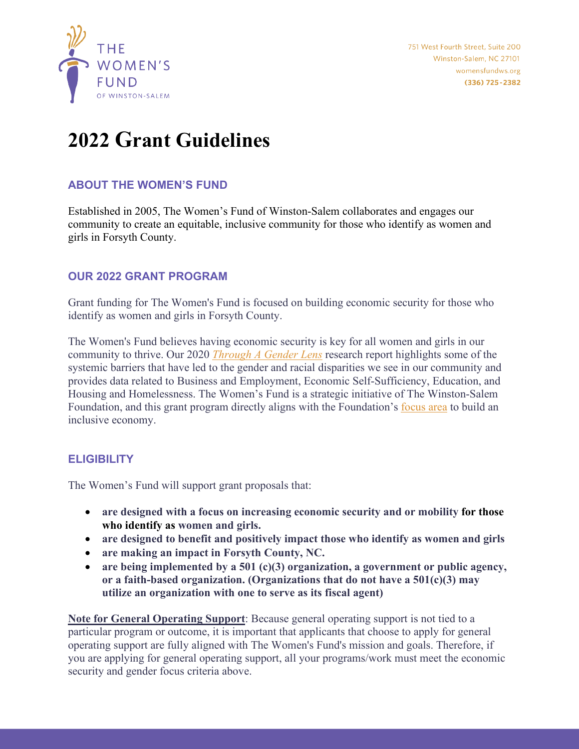THE WOMEN'S FUND OF WINSTON-SALEM

751 West Fourth Street, Suite 200
Winston-Salem, NC 27101
womensfundws.org
**(336) 725-2382**

# 2022 Grant Guidelines

## ABOUT THE WOMEN'S FUND

Established in 2005, The Women's Fund of Winston-Salem collaborates and engages our community to create an equitable, inclusive community for those who identify as women and girls in Forsyth County.

## OUR 2022 GRANT PROGRAM

Grant funding for The Women's Fund is focused on building economic security for those who identify as women and girls in Forsyth County.

The Women's Fund believes having economic security is key for all women and girls in our community to thrive. Our 2020 *Through A Gender Lens* research report highlights some of the systemic barriers that have led to the gender and racial disparities we see in our community and provides data related to Business and Employment, Economic Self-Sufficiency, Education, and Housing and Homelessness. The Women's Fund is a strategic initiative of The Winston-Salem Foundation, and this grant program directly aligns with the Foundation's focus area to build an inclusive economy.

## ELIGIBILITY

The Women's Fund will support grant proposals that:

- **are designed with a focus on increasing economic security and or mobility for those who identify as women and girls.**
- **are designed to benefit and positively impact those who identify as women and girls**
- **are making an impact in Forsyth County, NC.**
- **are being implemented by a 501 (c)(3) organization, a government or public agency, or a faith-based organization. (Organizations that do not have a 501(c)(3) may utilize an organization with one to serve as its fiscal agent)**

**Note for General Operating Support**: Because general operating support is not tied to a particular program or outcome, it is important that applicants that choose to apply for general operating support are fully aligned with The Women's Fund's mission and goals. Therefore, if you are applying for general operating support, all your programs/work must meet the economic security and gender focus criteria above.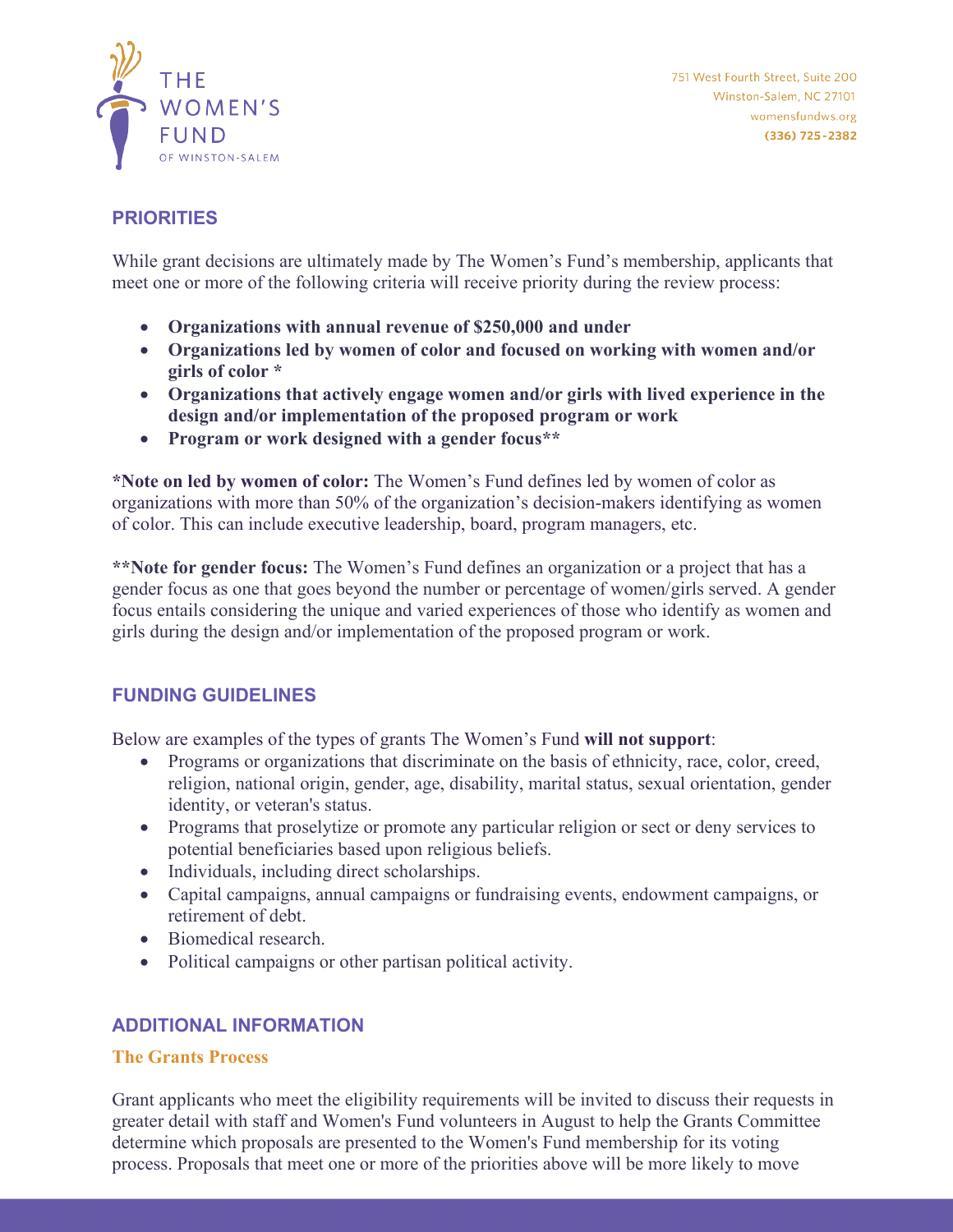## PRIORITIES

While grant decisions are ultimately made by The Women's Fund's membership, applicants that meet one or more of the following criteria will receive priority during the review process:

- **Organizations with annual revenue of $250,000 and under**
- **Organizations led by women of color and focused on working with women and/or girls of color \***
- **Organizations that actively engage women and/or girls with lived experience in the design and/or implementation of the proposed program or work**
- **Program or work designed with a gender focus\*\***

**\*Note on led by women of color:** The Women's Fund defines led by women of color as organizations with more than 50% of the organization's decision-makers identifying as women of color. This can include executive leadership, board, program managers, etc.

**\*\*Note for gender focus:** The Women's Fund defines an organization or a project that has a gender focus as one that goes beyond the number or percentage of women/girls served. A gender focus entails considering the unique and varied experiences of those who identify as women and girls during the design and/or implementation of the proposed program or work.

## FUNDING GUIDELINES

Below are examples of the types of grants The Women's Fund **will not support**:

- Programs or organizations that discriminate on the basis of ethnicity, race, color, creed, religion, national origin, gender, age, disability, marital status, sexual orientation, gender identity, or veteran's status.
- Programs that proselytize or promote any particular religion or sect or deny services to potential beneficiaries based upon religious beliefs.
- Individuals, including direct scholarships.
- Capital campaigns, annual campaigns or fundraising events, endowment campaigns, or retirement of debt.
- Biomedical research.
- Political campaigns or other partisan political activity.

## ADDITIONAL INFORMATION

### The Grants Process

Grant applicants who meet the eligibility requirements will be invited to discuss their requests in greater detail with staff and Women's Fund volunteers in August to help the Grants Committee determine which proposals are presented to the Women's Fund membership for its voting process. Proposals that meet one or more of the priorities above will be more likely to move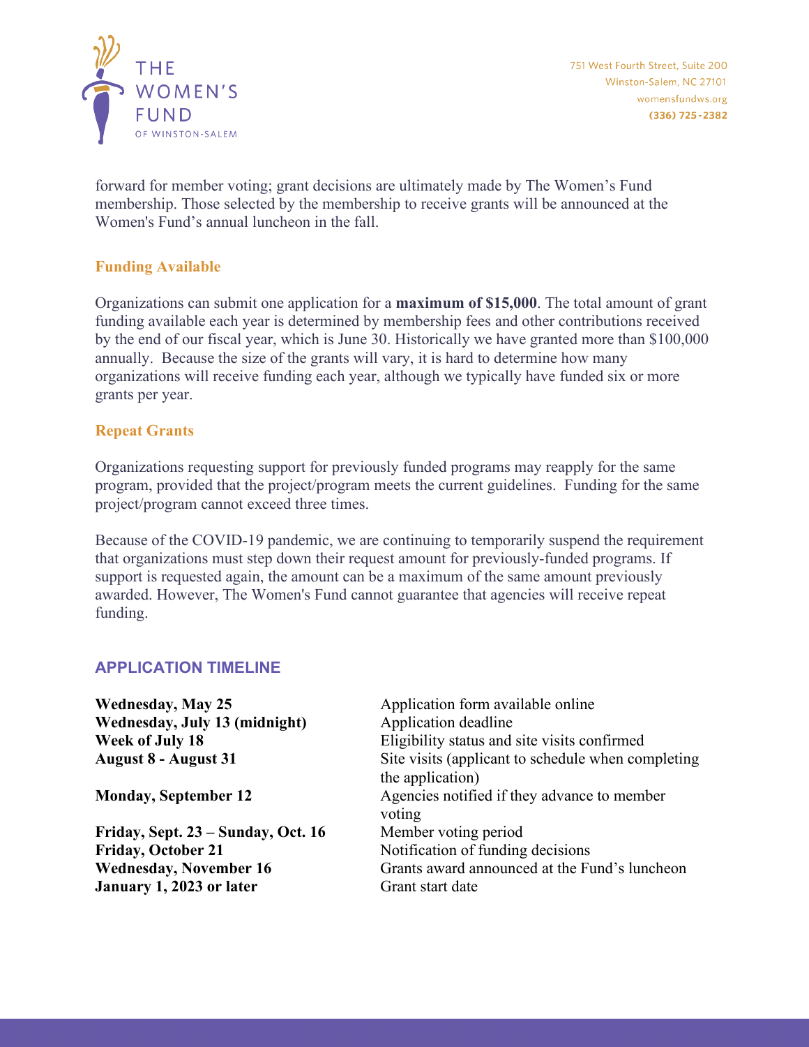forward for member voting; grant decisions are ultimately made by The Women's Fund membership. Those selected by the membership to receive grants will be announced at the Women's Fund's annual luncheon in the fall.

### Funding Available

Organizations can submit one application for a **maximum of $15,000**. The total amount of grant funding available each year is determined by membership fees and other contributions received by the end of our fiscal year, which is June 30. Historically we have granted more than $100,000 annually. Because the size of the grants will vary, it is hard to determine how many organizations will receive funding each year, although we typically have funded six or more grants per year.

### Repeat Grants

Organizations requesting support for previously funded programs may reapply for the same program, provided that the project/program meets the current guidelines. Funding for the same project/program cannot exceed three times.

Because of the COVID-19 pandemic, we are continuing to temporarily suspend the requirement that organizations must step down their request amount for previously-funded programs. If support is requested again, the amount can be a maximum of the same amount previously awarded. However, The Women's Fund cannot guarantee that agencies will receive repeat funding.

## APPLICATION TIMELINE

| | |
|---|---|
| **Wednesday, May 25** | Application form available online |
| **Wednesday, July 13 (midnight)** | Application deadline |
| **Week of July 18** | Eligibility status and site visits confirmed |
| **August 8 - August 31** | Site visits (applicant to schedule when completing the application) |
| **Monday, September 12** | Agencies notified if they advance to member voting |
| **Friday, Sept. 23 – Sunday, Oct. 16** | Member voting period |
| **Friday, October 21** | Notification of funding decisions |
| **Wednesday, November 16** | Grants award announced at the Fund's luncheon |
| **January 1, 2023 or later** | Grant start date |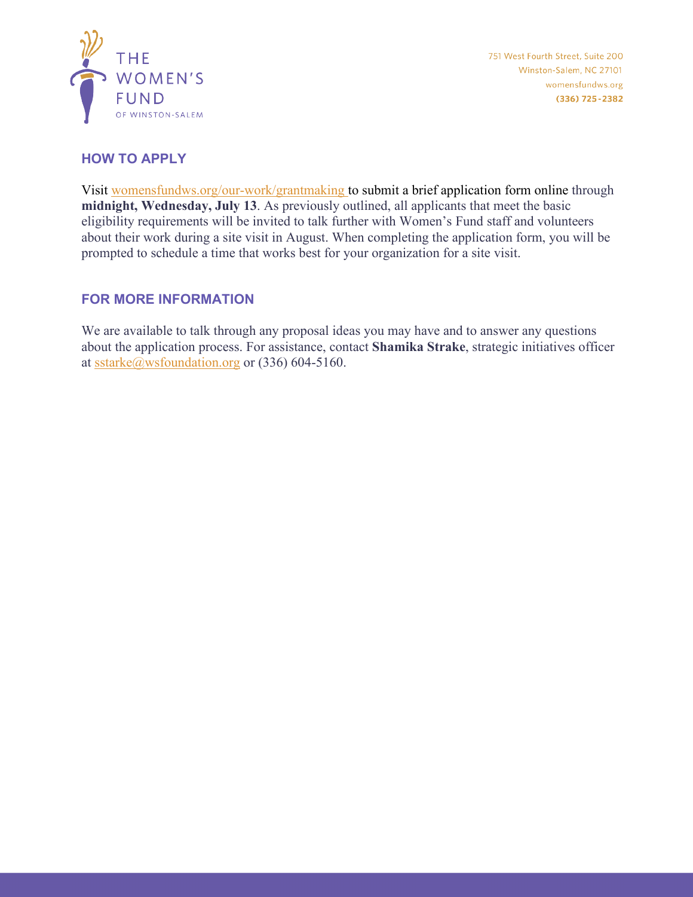## HOW TO APPLY

Visit womensfundws.org/our-work/grantmaking to submit a brief application form online through **midnight, Wednesday, July 13**. As previously outlined, all applicants that meet the basic eligibility requirements will be invited to talk further with Women's Fund staff and volunteers about their work during a site visit in August. When completing the application form, you will be prompted to schedule a time that works best for your organization for a site visit.

## FOR MORE INFORMATION

We are available to talk through any proposal ideas you may have and to answer any questions about the application process. For assistance, contact **Shamika Strake**, strategic initiatives officer at sstarke@wsfoundation.org or (336) 604-5160.